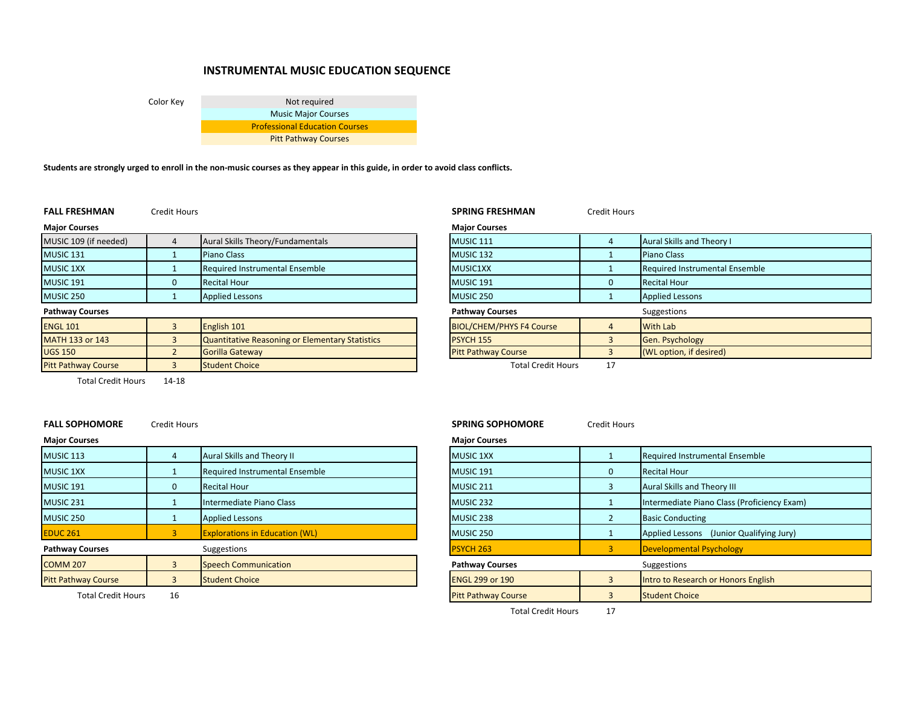# INSTRUMENTAL MUSIC EDUCATION SEQUENCE

| Color Key |
|---|
| Not required |
| Music Major Courses |
| Professional Education Courses |
| Pitt Pathway Courses |

**Students are strongly urged to enroll in the non-music courses as they appear in this guide, in order to avoid class conflicts.**

## FALL FRESHMAN

| **Major Courses** | Credit Hours | |
|---|---|---|
| MUSIC 109 (if needed) | 4 | Aural Skills Theory/Fundamentals |
| MUSIC 131 | 1 | Piano Class |
| MUSIC 1XX | 1 | Required Instrumental Ensemble |
| MUSIC 191 | 0 | Recital Hour |
| MUSIC 250 | 1 | Applied Lessons |
| **Pathway Courses** | | |
| ENGL 101 | 3 | English 101 |
| MATH 133 or 143 | 3 | Quantitative Reasoning or Elementary Statistics |
| UGS 150 | 2 | Gorilla Gateway |
| Pitt Pathway Course | 3 | Student Choice |
| Total Credit Hours | 14-18 | |

## SPRING FRESHMAN

| **Major Courses** | Credit Hours | |
|---|---|---|
| MUSIC 111 | 4 | Aural Skills and Theory I |
| MUSIC 132 | 1 | Piano Class |
| MUSIC1XX | 1 | Required Instrumental Ensemble |
| MUSIC 191 | 0 | Recital Hour |
| MUSIC 250 | 1 | Applied Lessons |
| **Pathway Courses** | | Suggestions |
| BIOL/CHEM/PHYS F4 Course | 4 | With Lab |
| PSYCH 155 | 3 | Gen. Psychology |
| Pitt Pathway Course | 3 | (WL option, if desired) |
| Total Credit Hours | 17 | |

## FALL SOPHOMORE

| **Major Courses** | Credit Hours | |
|---|---|---|
| MUSIC 113 | 4 | Aural Skills and Theory II |
| MUSIC 1XX | 1 | Required Instrumental Ensemble |
| MUSIC 191 | 0 | Recital Hour |
| MUSIC 231 | 1 | Intermediate Piano Class |
| MUSIC 250 | 1 | Applied Lessons |
| EDUC 261 | 3 | Explorations in Education (WL) |
| **Pathway Courses** | | Suggestions |
| COMM 207 | 3 | Speech Communication |
| Pitt Pathway Course | 3 | Student Choice |
| Total Credit Hours | 16 | |

## SPRING SOPHOMORE

| **Major Courses** | Credit Hours | |
|---|---|---|
| MUSIC 1XX | 1 | Required Instrumental Ensemble |
| MUSIC 191 | 0 | Recital Hour |
| MUSIC 211 | 3 | Aural Skills and Theory III |
| MUSIC 232 | 1 | Intermediate Piano Class (Proficiency Exam) |
| MUSIC 238 | 2 | Basic Conducting |
| MUSIC 250 | 1 | Applied Lessons (Junior Qualifying Jury) |
| PSYCH 263 | 3 | Developmental Psychology |
| **Pathway Courses** | | Suggestions |
| ENGL 299 or 190 | 3 | Intro to Research or Honors English |
| Pitt Pathway Course | 3 | Student Choice |
| Total Credit Hours | 17 | |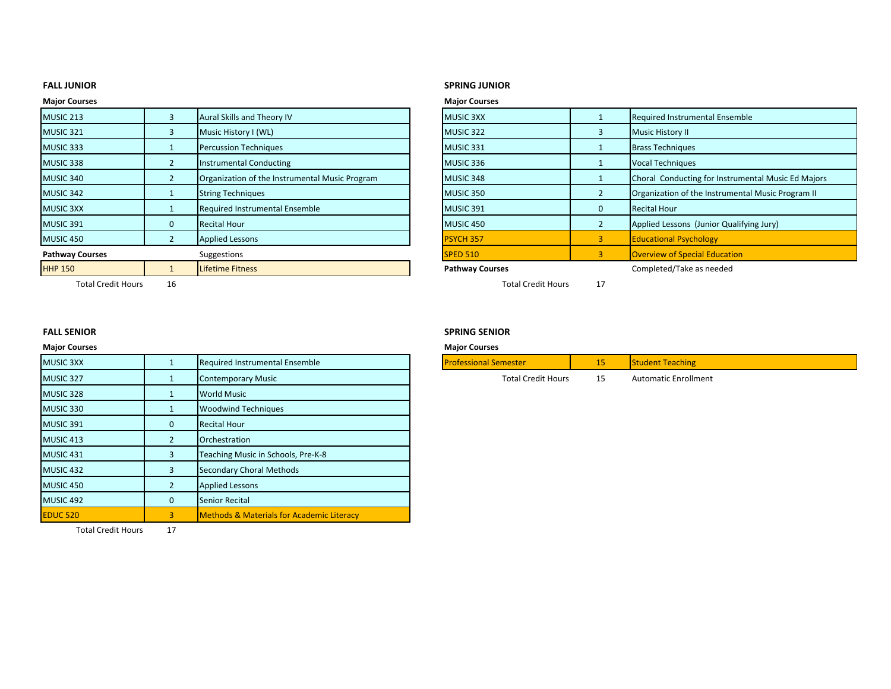## FALL JUNIOR

**Major Courses**

| | | |
|---|---|---|
| MUSIC 213 | 3 | Aural Skills and Theory IV |
| MUSIC 321 | 3 | Music History I (WL) |
| MUSIC 333 | 1 | Percussion Techniques |
| MUSIC 338 | 2 | Instrumental Conducting |
| MUSIC 340 | 2 | Organization of the Instrumental Music Program |
| MUSIC 342 | 1 | String Techniques |
| MUSIC 3XX | 1 | Required Instrumental Ensemble |
| MUSIC 391 | 0 | Recital Hour |
| MUSIC 450 | 2 | Applied Lessons |
| **Pathway Courses** | | Suggestions |
| HHP 150 | 1 | Lifetime Fitness |
| Total Credit Hours | 16 | |

## SPRING JUNIOR

**Major Courses**

| | | |
|---|---|---|
| MUSIC 3XX | 1 | Required Instrumental Ensemble |
| MUSIC 322 | 3 | Music History II |
| MUSIC 331 | 1 | Brass Techniques |
| MUSIC 336 | 1 | Vocal Techniques |
| MUSIC 348 | 1 | Choral Conducting for Instrumental Music Ed Majors |
| MUSIC 350 | 2 | Organization of the Instrumental Music Program II |
| MUSIC 391 | 0 | Recital Hour |
| MUSIC 450 | 2 | Applied Lessons (Junior Qualifying Jury) |
| PSYCH 357 | 3 | Educational Psychology |
| SPED 510 | 3 | Overview of Special Education |
| **Pathway Courses** | | Completed/Take as needed |
| Total Credit Hours | 17 | |

## FALL SENIOR

**Major Courses**

| | | |
|---|---|---|
| MUSIC 3XX | 1 | Required Instrumental Ensemble |
| MUSIC 327 | 1 | Contemporary Music |
| MUSIC 328 | 1 | World Music |
| MUSIC 330 | 1 | Woodwind Techniques |
| MUSIC 391 | 0 | Recital Hour |
| MUSIC 413 | 2 | Orchestration |
| MUSIC 431 | 3 | Teaching Music in Schools, Pre-K-8 |
| MUSIC 432 | 3 | Secondary Choral Methods |
| MUSIC 450 | 2 | Applied Lessons |
| MUSIC 492 | 0 | Senior Recital |
| EDUC 520 | 3 | Methods & Materials for Academic Literacy |
| Total Credit Hours | 17 | |

## SPRING SENIOR

**Major Courses**

| | | |
|---|---|---|
| Professional Semester | 15 | Student Teaching |
| Total Credit Hours | 15 | Automatic Enrollment |